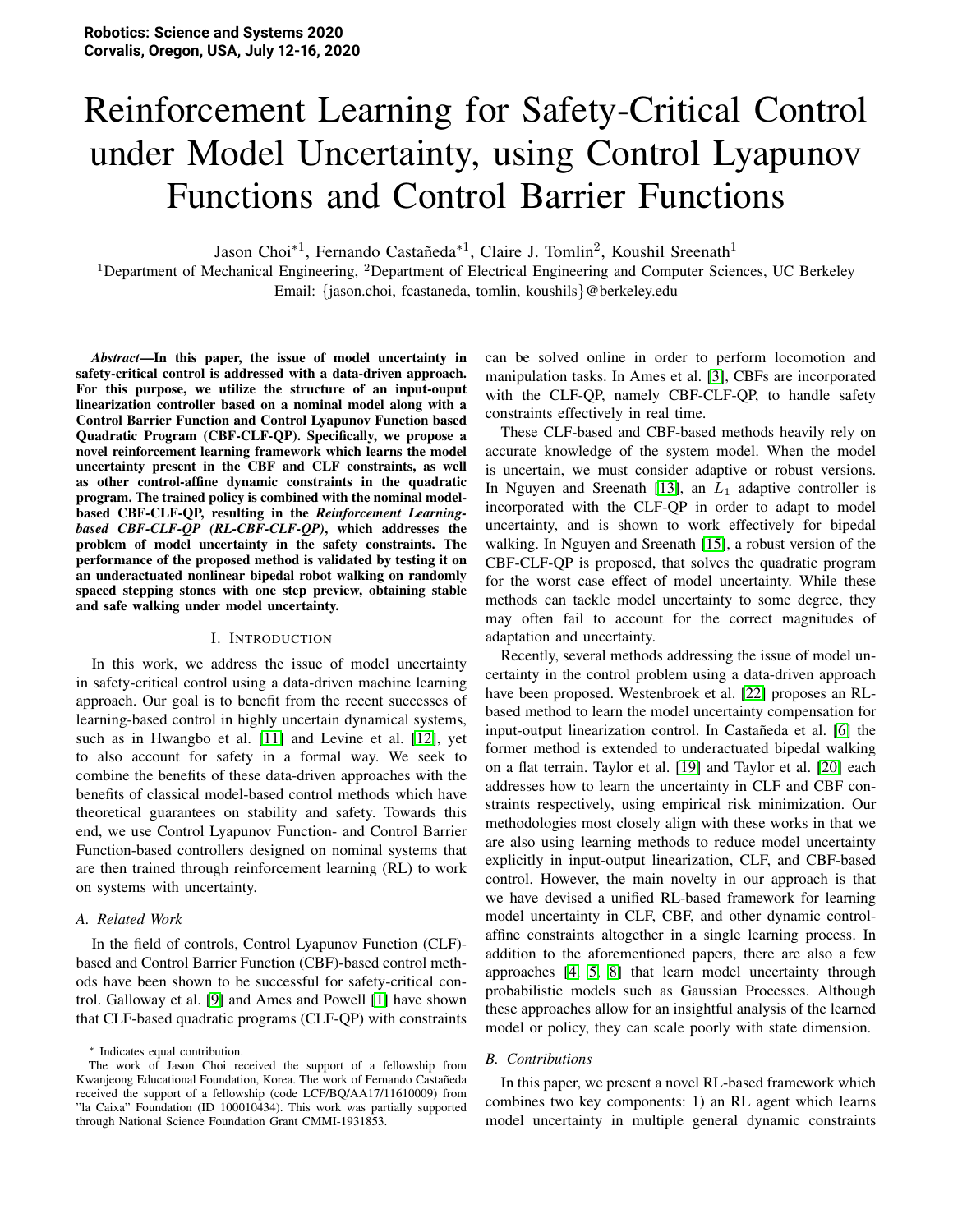# Reinforcement Learning for Safety-Critical Control under Model Uncertainty, using Control Lyapunov Functions and Control Barrier Functions

Jason Choi*[1], Fernando Castañeda*[1], Claire J. Tomlin[2], Koushil Sreenath[1]

[1]Department of Mechanical Engineering, [2]Department of Electrical Engineering and Computer Sciences, UC Berkeley

Email: {jason.choi, fcastaneda, tomlin, koushils}@berkeley.edu

***Abstract*—In this paper, the issue of model uncertainty in safety-critical control is addressed with a data-driven approach. For this purpose, we utilize the structure of an input-ouput linearization controller based on a nominal model along with a Control Barrier Function and Control Lyapunov Function based Quadratic Program (CBF-CLF-QP). Specifically, we propose a novel reinforcement learning framework which learns the model uncertainty present in the CBF and CLF constraints, as well as other control-affine dynamic constraints in the quadratic program. The trained policy is combined with the nominal model-based CBF-CLF-QP, resulting in the *Reinforcement Learning-based CBF-CLF-QP (RL-CBF-CLF-QP)*, which addresses the problem of model uncertainty in the safety constraints. The performance of the proposed method is validated by testing it on an underactuated nonlinear bipedal robot walking on randomly spaced stepping stones with one step preview, obtaining stable and safe walking under model uncertainty.**

## I. Introduction

In this work, we address the issue of model uncertainty in safety-critical control using a data-driven machine learning approach. Our goal is to benefit from the recent successes of learning-based control in highly uncertain dynamical systems, such as in Hwangbo et al. [11] and Levine et al. [12], yet to also account for safety in a formal way. We seek to combine the benefits of these data-driven approaches with the benefits of classical model-based control methods which have theoretical guarantees on stability and safety. Towards this end, we use Control Lyapunov Function- and Control Barrier Function-based controllers designed on nominal systems that are then trained through reinforcement learning (RL) to work on systems with uncertainty.

### A. Related Work

In the field of controls, Control Lyapunov Function (CLF)-based and Control Barrier Function (CBF)-based control methods have been shown to be successful for safety-critical control. Galloway et al. [9] and Ames and Powell [1] have shown that CLF-based quadratic programs (CLF-QP) with constraints can be solved online in order to perform locomotion and manipulation tasks. In Ames et al. [3], CBFs are incorporated with the CLF-QP, namely CBF-CLF-QP, to handle safety constraints effectively in real time.

These CLF-based and CBF-based methods heavily rely on accurate knowledge of the system model. When the model is uncertain, we must consider adaptive or robust versions. In Nguyen and Sreenath [13], an $L_1$ adaptive controller is incorporated with the CLF-QP in order to adapt to model uncertainty, and is shown to work effectively for bipedal walking. In Nguyen and Sreenath [15], a robust version of the CBF-CLF-QP is proposed, that solves the quadratic program for the worst case effect of model uncertainty. While these methods can tackle model uncertainty to some degree, they may often fail to account for the correct magnitudes of adaptation and uncertainty.

Recently, several methods addressing the issue of model uncertainty in the control problem using a data-driven approach have been proposed. Westenbroek et al. [22] proposes an RL-based method to learn the model uncertainty compensation for input-output linearization control. In Castañeda et al. [6] the former method is extended to underactuated bipedal walking on a flat terrain. Taylor et al. [19] and Taylor et al. [20] each addresses how to learn the uncertainty in CLF and CBF constraints respectively, using empirical risk minimization. Our methodologies most closely align with these works in that we are also using learning methods to reduce model uncertainty explicitly in input-output linearization, CLF, and CBF-based control. However, the main novelty in our approach is that we have devised a unified RL-based framework for learning model uncertainty in CLF, CBF, and other dynamic control-affine constraints altogether in a single learning process. In addition to the aforementioned papers, there are also a few approaches [4, 5, 8] that learn model uncertainty through probabilistic models such as Gaussian Processes. Although these approaches allow for an insightful analysis of the learned model or policy, they can scale poorly with state dimension.

### B. Contributions

In this paper, we present a novel RL-based framework which combines two key components: 1) an RL agent which learns model uncertainty in multiple general dynamic constraints

* Indicates equal contribution.

The work of Jason Choi received the support of a fellowship from Kwanjeong Educational Foundation, Korea. The work of Fernando Castañeda received the support of a fellowship (code LCF/BQ/AA17/11610009) from "la Caixa" Foundation (ID 100010434). This work was partially supported through National Science Foundation Grant CMMI-1931853.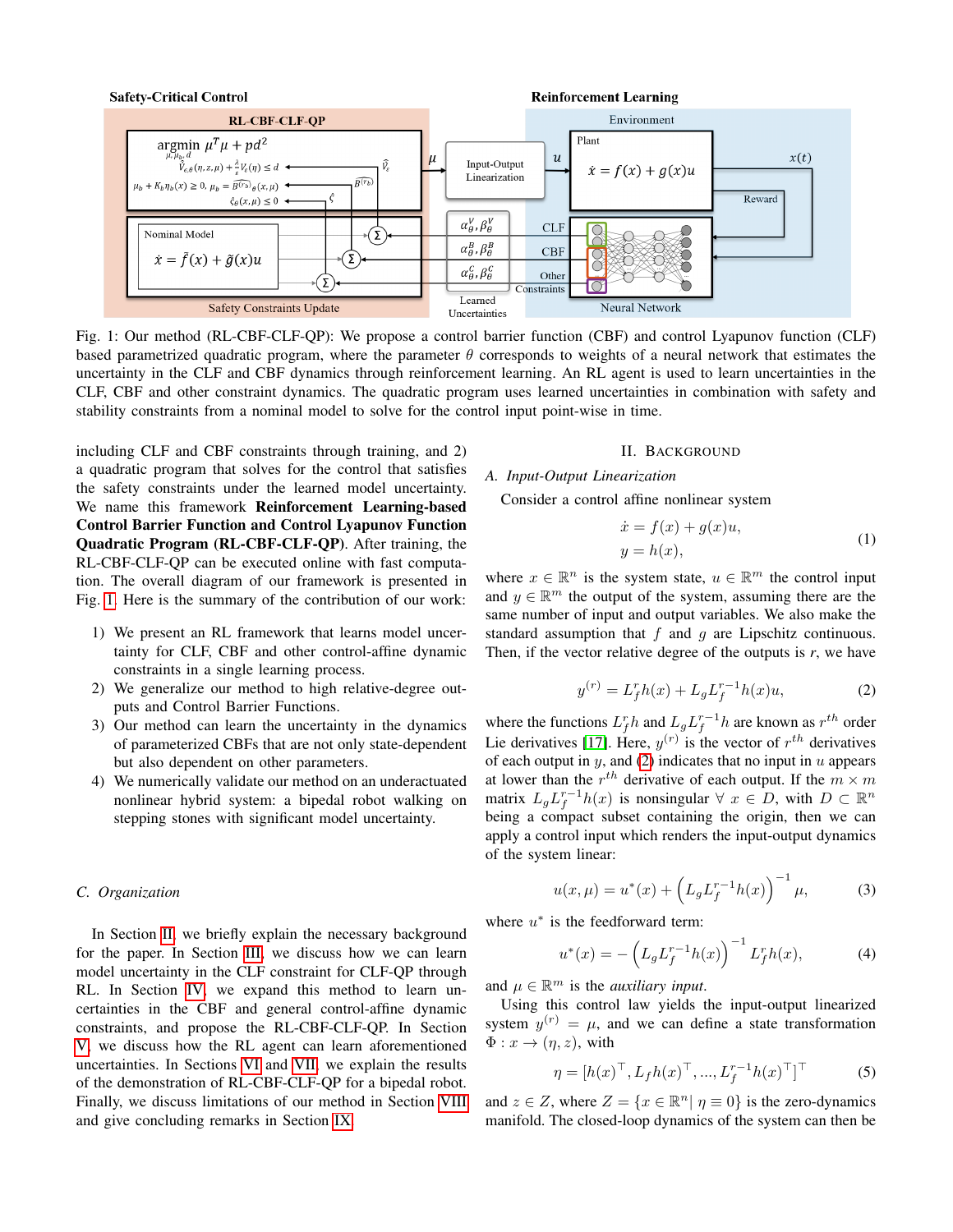Fig. 1: Our method (RL-CBF-CLF-QP): We propose a control barrier function (CBF) and control Lyapunov function (CLF) based parametrized quadratic program, where the parameter $\theta$ corresponds to weights of a neural network that estimates the uncertainty in the CLF and CBF dynamics through reinforcement learning. An RL agent is used to learn uncertainties in the CLF, CBF and other constraint dynamics. The quadratic program uses learned uncertainties in combination with safety and stability constraints from a nominal model to solve for the control input point-wise in time.

including CLF and CBF constraints through training, and 2) a quadratic program that solves for the control that satisfies the safety constraints under the learned model uncertainty. We name this framework **Reinforcement Learning-based Control Barrier Function and Control Lyapunov Function Quadratic Program (RL-CBF-CLF-QP)**. After training, the RL-CBF-CLF-QP can be executed online with fast computation. The overall diagram of our framework is presented in Fig. 1. Here is the summary of the contribution of our work:

1) We present an RL framework that learns model uncertainty for CLF, CBF and other control-affine dynamic constraints in a single learning process.
2) We generalize our method to high relative-degree outputs and Control Barrier Functions.
3) Our method can learn the uncertainty in the dynamics of parameterized CBFs that are not only state-dependent but also dependent on other parameters.
4) We numerically validate our method on an underactuated nonlinear hybrid system: a bipedal robot walking on stepping stones with significant model uncertainty.

### C. Organization

In Section II, we briefly explain the necessary background for the paper. In Section III, we discuss how we can learn model uncertainty in the CLF constraint for CLF-QP through RL. In Section IV, we expand this method to learn uncertainties in the CBF and general control-affine dynamic constraints, and propose the RL-CBF-CLF-QP. In Section V, we discuss how the RL agent can learn aforementioned uncertainties. In Sections VI and VII, we explain the results of the demonstration of RL-CBF-CLF-QP for a bipedal robot. Finally, we discuss limitations of our method in Section VIII and give concluding remarks in Section IX.

## II. Background

### A. Input-Output Linearization

Consider a control affine nonlinear system

$$\begin{aligned} \dot{x} &= f(x) + g(x)u, \\ y &= h(x), \end{aligned} \tag{1}$$

where $x \in \mathbb{R}^n$ is the system state, $u \in \mathbb{R}^m$ the control input and $y \in \mathbb{R}^m$ the output of the system, assuming there are the same number of input and output variables. We also make the standard assumption that $f$ and $g$ are Lipschitz continuous. Then, if the vector relative degree of the outputs is $r$, we have

$$y^{(r)} = L_f^r h(x) + L_g L_f^{r-1} h(x) u, \tag{2}$$

where the functions $L_f^r h$ and $L_g L_f^{r-1} h$ are known as $r^{th}$ order Lie derivatives [17]. Here, $y^{(r)}$ is the vector of $r^{th}$ derivatives of each output in $y$, and (2) indicates that no input in $u$ appears at lower than the $r^{th}$ derivative of each output. If the $m \times m$ matrix $L_g L_f^{r-1} h(x)$ is nonsingular $\forall\ x \in D$, with $D \subset \mathbb{R}^n$ being a compact subset containing the origin, then we can apply a control input which renders the input-output dynamics of the system linear:

$$u(x, \mu) = u^*(x) + \left( L_g L_f^{r-1} h(x) \right)^{-1} \mu, \tag{3}$$

where $u^*$ is the feedforward term:

$$u^*(x) = -\left( L_g L_f^{r-1} h(x) \right)^{-1} L_f^r h(x), \tag{4}$$

and $\mu \in \mathbb{R}^m$ is the *auxiliary input*.

Using this control law yields the input-output linearized system $y^{(r)} = \mu$, and we can define a state transformation $\Phi : x \to (\eta, z)$, with

$$\eta = [h(x)^\top, L_f h(x)^\top, ..., L_f^{r-1} h(x)^\top]^\top \tag{5}$$

and $z \in Z$, where $Z = \{x \in \mathbb{R}^n |\ \eta \equiv 0\}$ is the zero-dynamics manifold. The closed-loop dynamics of the system can then be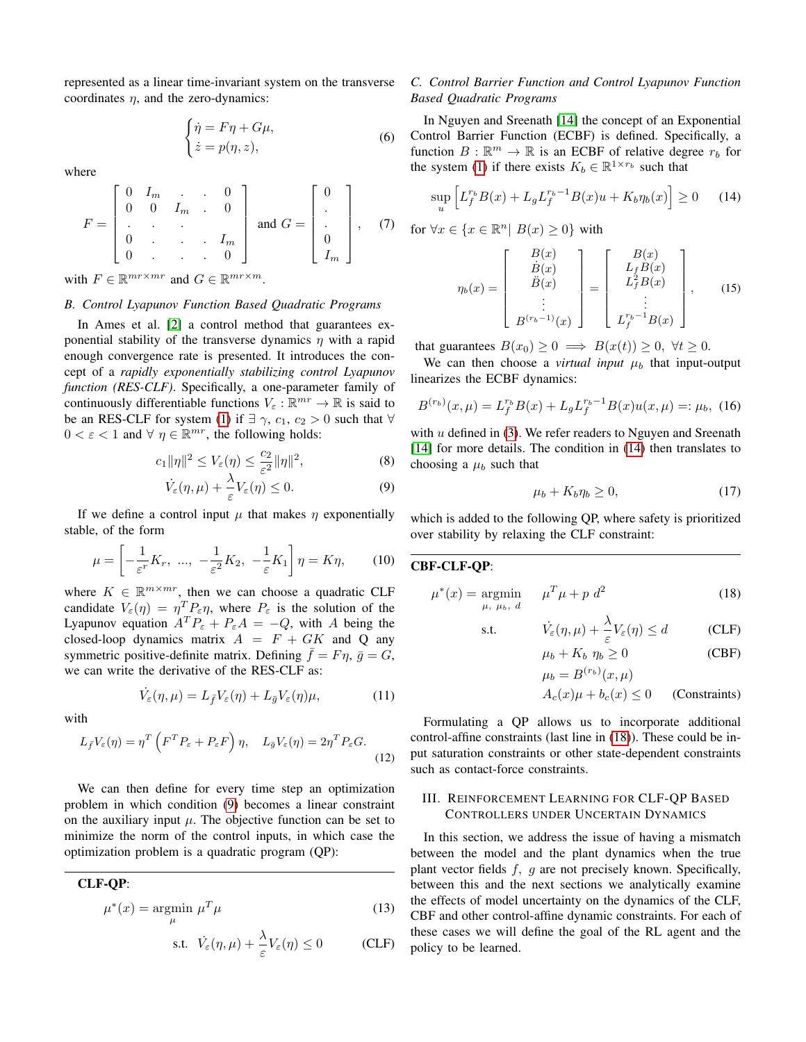represented as a linear time-invariant system on the transverse coordinates $\eta$, and the zero-dynamics:

$$
\begin{cases} \dot{\eta} = F\eta + G\mu, \\ \dot{z} = p(\eta, z), \end{cases} \tag{6}
$$

where

$$
F = \begin{bmatrix} 0 & I_m & . & . & 0 \\ 0 & 0 & I_m & . & 0 \\ . & . & . & & \\ 0 & . & . & . & I_m \\ 0 & . & . & . & 0 \end{bmatrix} \text{ and } G = \begin{bmatrix} 0 \\ . \\ . \\ 0 \\ I_m \end{bmatrix}, \tag{7}
$$

with $F \in \mathbb{R}^{mr \times mr}$ and $G \in \mathbb{R}^{mr \times m}$.

### B. Control Lyapunov Function Based Quadratic Programs

In Ames et al. [2] a control method that guarantees exponential stability of the transverse dynamics $\eta$ with a rapid enough convergence rate is presented. It introduces the concept of a *rapidly exponentially stabilizing control Lyapunov function (RES-CLF)*. Specifically, a one-parameter family of continuously differentiable functions $V_\varepsilon : \mathbb{R}^{mr} \to \mathbb{R}$ is said to be an RES-CLF for system (1) if $\exists\ \gamma,\ c_1,\ c_2 > 0$ such that $\forall\ 0 < \varepsilon < 1$ and $\forall\ \eta \in \mathbb{R}^{mr}$, the following holds:

$$
c_1 \|\eta\|^2 \leq V_\varepsilon(\eta) \leq \frac{c_2}{\varepsilon^2} \|\eta\|^2, \tag{8}
$$

$$
\dot{V}_\varepsilon(\eta, \mu) + \frac{\lambda}{\varepsilon} V_\varepsilon(\eta) \leq 0. \tag{9}
$$

If we define a control input $\mu$ that makes $\eta$ exponentially stable, of the form

$$
\mu = \left[ -\frac{1}{\varepsilon^r} K_r,\ ...,\ -\frac{1}{\varepsilon^2} K_2,\ -\frac{1}{\varepsilon} K_1 \right] \eta = K\eta, \tag{10}
$$

where $K \in \mathbb{R}^{m \times mr}$, then we can choose a quadratic CLF candidate $V_\varepsilon(\eta) = \eta^T P_\varepsilon \eta$, where $P_\varepsilon$ is the solution of the Lyapunov equation $A^T P_\varepsilon + P_\varepsilon A = -Q$, with $A$ being the closed-loop dynamics matrix $A = F + GK$ and Q any symmetric positive-definite matrix. Defining $\bar{f} = F\eta$, $\bar{g} = G$, we can write the derivative of the RES-CLF as:

$$
\dot{V}_\varepsilon(\eta, \mu) = L_{\bar{f}} V_\varepsilon(\eta) + L_{\bar{g}} V_\varepsilon(\eta) \mu, \tag{11}
$$

with

$$
L_{\bar{f}} V_\varepsilon(\eta) = \eta^T \left( F^T P_\varepsilon + P_\varepsilon F \right) \eta, \quad L_{\bar{g}} V_\varepsilon(\eta) = 2\eta^T P_\varepsilon G. \tag{12}
$$

We can then define for every time step an optimization problem in which condition (9) becomes a linear constraint on the auxiliary input $\mu$. The objective function can be set to minimize the norm of the control inputs, in which case the optimization problem is a quadratic program (QP):

**CLF-QP**:

$$
\mu^*(x) = \underset{\mu}{\text{argmin}}\ \mu^T \mu \tag{13}
$$

$$
\text{s.t.} \quad \dot{V}_\varepsilon(\eta, \mu) + \frac{\lambda}{\varepsilon} V_\varepsilon(\eta) \leq 0 \qquad \text{(CLF)}
$$

### C. Control Barrier Function and Control Lyapunov Function Based Quadratic Programs

In Nguyen and Sreenath [14] the concept of an Exponential Control Barrier Function (ECBF) is defined. Specifically, a function $B : \mathbb{R}^m \to \mathbb{R}$ is an ECBF of relative degree $r_b$ for the system (1) if there exists $K_b \in \mathbb{R}^{1 \times r_b}$ such that

$$
\sup_u \left[ L_f^{r_b} B(x) + L_g L_f^{r_b - 1} B(x) u + K_b \eta_b(x) \right] \geq 0 \tag{14}
$$

for $\forall x \in \{x \in \mathbb{R}^n |\ B(x) \geq 0\}$ with

$$
\eta_b(x) = \begin{bmatrix} B(x) \\ \dot{B}(x) \\ \ddot{B}(x) \\ \vdots \\ B^{(r_b - 1)}(x) \end{bmatrix} = \begin{bmatrix} B(x) \\ L_f B(x) \\ L_f^2 B(x) \\ \vdots \\ L_f^{r_b - 1} B(x) \end{bmatrix}, \tag{15}
$$

that guarantees $B(x_0) \geq 0 \implies B(x(t)) \geq 0,\ \forall t \geq 0$.

We can then choose a *virtual input* $\mu_b$ that input-output linearizes the ECBF dynamics:

$$
B^{(r_b)}(x, \mu) = L_f^{r_b} B(x) + L_g L_f^{r_b - 1} B(x) u(x, \mu) =: \mu_b, \tag{16}
$$

with $u$ defined in (3). We refer readers to Nguyen and Sreenath [14] for more details. The condition in (14) then translates to choosing a $\mu_b$ such that

$$
\mu_b + K_b \eta_b \geq 0, \tag{17}
$$

which is added to the following QP, where safety is prioritized over stability by relaxing the CLF constraint:

**CBF-CLF-QP**:

$$
\mu^*(x) = \underset{\mu,\ \mu_b,\ d}{\text{argmin}} \quad \mu^T \mu + p\ d^2 \tag{18}
$$

$$
\text{s.t.} \quad \dot{V}_\varepsilon(\eta, \mu) + \frac{\lambda}{\varepsilon} V_\varepsilon(\eta) \leq d \qquad \text{(CLF)}
$$

$$
\mu_b + K_b\ \eta_b \geq 0 \qquad \text{(CBF)}
$$

$$
\mu_b = B^{(r_b)}(x, \mu)
$$

$$
A_c(x)\mu + b_c(x) \leq 0 \qquad \text{(Constraints)}
$$

Formulating a QP allows us to incorporate additional control-affine constraints (last line in (18)). These could be input saturation constraints or other state-dependent constraints such as contact-force constraints.

## III. Reinforcement Learning for CLF-QP Based Controllers under Uncertain Dynamics

In this section, we address the issue of having a mismatch between the model and the plant dynamics when the true plant vector fields $f,\ g$ are not precisely known. Specifically, between this and the next sections we analytically examine the effects of model uncertainty on the dynamics of the CLF, CBF and other control-affine dynamic constraints. For each of these cases we will define the goal of the RL agent and the policy to be learned.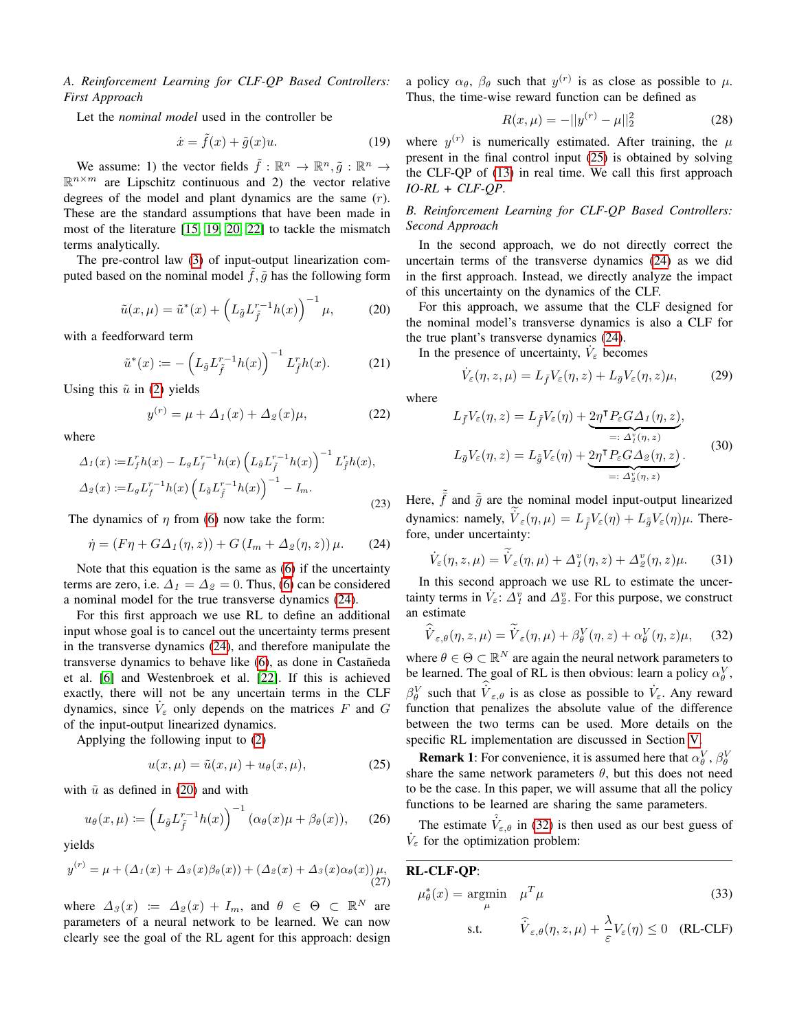### A. Reinforcement Learning for CLF-QP Based Controllers: First Approach

Let the *nominal model* used in the controller be

$$\dot{x} = \tilde{f}(x) + \tilde{g}(x)u. \tag{19}$$

We assume: 1) the vector fields $\tilde{f} : \mathbb{R}^n \to \mathbb{R}^n, \tilde{g} : \mathbb{R}^n \to \mathbb{R}^{n\times m}$ are Lipschitz continuous and 2) the vector relative degrees of the model and plant dynamics are the same ($r$). These are the standard assumptions that have been made in most of the literature [15, 19, 20, 22] to tackle the mismatch terms analytically.

The pre-control law (3) of input-output linearization computed based on the nominal model $\tilde{f}, \tilde{g}$ has the following form

$$\tilde{u}(x,\mu) = \tilde{u}^*(x) + \left(L_{\tilde{g}}L_{\tilde{f}}^{r-1}h(x)\right)^{-1}\mu, \tag{20}$$

with a feedforward term

$$\tilde{u}^*(x) := -\left(L_{\tilde{g}}L_{\tilde{f}}^{r-1}h(x)\right)^{-1}L_{\tilde{f}}^{r}h(x). \tag{21}$$

Using this $\tilde{u}$ in (2) yields

$$y^{(r)} = \mu + \Delta_1(x) + \Delta_2(x)\mu, \tag{22}$$

where

$$\begin{aligned}
\Delta_1(x) &:= L_f^r h(x) - L_g L_f^{r-1}h(x)\left(L_{\tilde{g}}L_{\tilde{f}}^{r-1}h(x)\right)^{-1}L_{\tilde{f}}^{r}h(x),\\
\Delta_2(x) &:= L_g L_f^{r-1}h(x)\left(L_{\tilde{g}}L_{\tilde{f}}^{r-1}h(x)\right)^{-1} - I_m.
\end{aligned} \tag{23}$$

The dynamics of $\eta$ from (6) now take the form:

$$\dot{\eta} = (F\eta + G\Delta_1(\eta,z)) + G\left(I_m + \Delta_2(\eta,z)\right)\mu. \tag{24}$$

Note that this equation is the same as (6) if the uncertainty terms are zero, i.e. $\Delta_1 = \Delta_2 = 0$. Thus, (6) can be considered a nominal model for the true transverse dynamics (24).

For this first approach we use RL to define an additional input whose goal is to cancel out the uncertainty terms present in the transverse dynamics (24), and therefore manipulate the transverse dynamics to behave like (6), as done in Castañeda et al. [6] and Westenbroek et al. [22]. If this is achieved exactly, there will not be any uncertain terms in the CLF dynamics, since $\dot{V}_\varepsilon$ only depends on the matrices $F$ and $G$ of the input-output linearized dynamics.

Applying the following input to (2)

$$u(x,\mu) = \tilde{u}(x,\mu) + u_\theta(x,\mu), \tag{25}$$

with $\tilde{u}$ as defined in (20) and with

$$u_\theta(x,\mu) := \left(L_{\tilde{g}}L_{\tilde{f}}^{r-1}h(x)\right)^{-1}(\alpha_\theta(x)\mu + \beta_\theta(x)), \tag{26}$$

yields

$$y^{(r)} = \mu + (\Delta_1(x) + \Delta_3(x)\beta_\theta(x)) + (\Delta_2(x) + \Delta_3(x)\alpha_\theta(x))\,\mu, \tag{27}$$

where $\Delta_3(x) := \Delta_2(x) + I_m$, and $\theta \in \Theta \subset \mathbb{R}^N$ are parameters of a neural network to be learned. We can now clearly see the goal of the RL agent for this approach: design a policy $\alpha_\theta$, $\beta_\theta$ such that $y^{(r)}$ is as close as possible to $\mu$. Thus, the time-wise reward function can be defined as

$$R(x,\mu) = -||y^{(r)} - \mu||_2^2 \tag{28}$$

where $y^{(r)}$ is numerically estimated. After training, the $\mu$ present in the final control input (25) is obtained by solving the CLF-QP of (13) in real time. We call this first approach *IO-RL + CLF-QP*.

### B. Reinforcement Learning for CLF-QP Based Controllers: Second Approach

In the second approach, we do not directly correct the uncertain terms of the transverse dynamics (24) as we did in the first approach. Instead, we directly analyze the impact of this uncertainty on the dynamics of the CLF.

For this approach, we assume that the CLF designed for the nominal model's transverse dynamics is also a CLF for the true plant's transverse dynamics (24).

In the presence of uncertainty, $\dot{V}_\varepsilon$ becomes

$$\dot{V}_\varepsilon(\eta,z,\mu) = L_{\bar{f}}V_\varepsilon(\eta,z) + L_{\bar{g}}V_\varepsilon(\eta,z)\mu, \tag{29}$$

where

$$\begin{aligned}
L_{\bar{f}}V_\varepsilon(\eta,z) &= L_{\tilde{\bar{f}}}V_\varepsilon(\eta) + \underbrace{2\eta^\intercal P_\varepsilon G\Delta_1(\eta,z)}_{=:\,\Delta_1^v(\eta,\,z)},\\
L_{\bar{g}}V_\varepsilon(\eta,z) &= L_{\tilde{\bar{g}}}V_\varepsilon(\eta) + \underbrace{2\eta^\intercal P_\varepsilon G\Delta_2(\eta,z)}_{=:\,\Delta_2^v(\eta,\,z)}.
\end{aligned} \tag{30}$$

Here, $\tilde{\bar{f}}$ and $\tilde{\bar{g}}$ are the nominal model input-output linearized dynamics: namely, $\tilde{\dot{V}}_\varepsilon(\eta,\mu) = L_{\tilde{\bar{f}}}V_\varepsilon(\eta) + L_{\tilde{\bar{g}}}V_\varepsilon(\eta)\mu$. Therefore, under uncertainty:

$$\dot{V}_\varepsilon(\eta,z,\mu) = \tilde{\dot{V}}_\varepsilon(\eta,\mu) + \Delta_1^v(\eta,z) + \Delta_2^v(\eta,z)\mu. \tag{31}$$

In this second approach we use RL to estimate the uncertainty terms in $\dot{V}_\varepsilon$: $\Delta_1^v$ and $\Delta_2^v$. For this purpose, we construct an estimate

$$\hat{\dot{V}}_{\varepsilon,\theta}(\eta,z,\mu) = \tilde{\dot{V}}_\varepsilon(\eta,\mu) + \beta_\theta^V(\eta,z) + \alpha_\theta^V(\eta,z)\mu, \tag{32}$$

where $\theta \in \Theta \subset \mathbb{R}^N$ are again the neural network parameters to be learned. The goal of RL is then obvious: learn a policy $\alpha_\theta^V$, $\beta_\theta^V$ such that $\hat{\dot{V}}_{\varepsilon,\theta}$ is as close as possible to $\dot{V}_\varepsilon$. Any reward function that penalizes the absolute value of the difference between the two terms can be used. More details on the specific RL implementation are discussed in Section V.

**Remark 1**: For convenience, it is assumed here that $\alpha_\theta^V$, $\beta_\theta^V$ share the same network parameters $\theta$, but this does not need to be the case. In this paper, we will assume that all the policy functions to be learned are sharing the same parameters.

The estimate $\hat{\dot{V}}_{\varepsilon,\theta}$ in (32) is then used as our best guess of $\dot{V}_\varepsilon$ for the optimization problem:

---

**RL-CLF-QP**:

$$\mu_\theta^*(x) = \underset{\mu}{\operatorname{argmin}} \quad \mu^T\mu \tag{33}$$

$$\text{s.t.} \qquad \hat{\dot{V}}_{\varepsilon,\theta}(\eta,z,\mu) + \frac{\lambda}{\varepsilon}V_\varepsilon(\eta) \le 0 \quad \text{(RL-CLF)}$$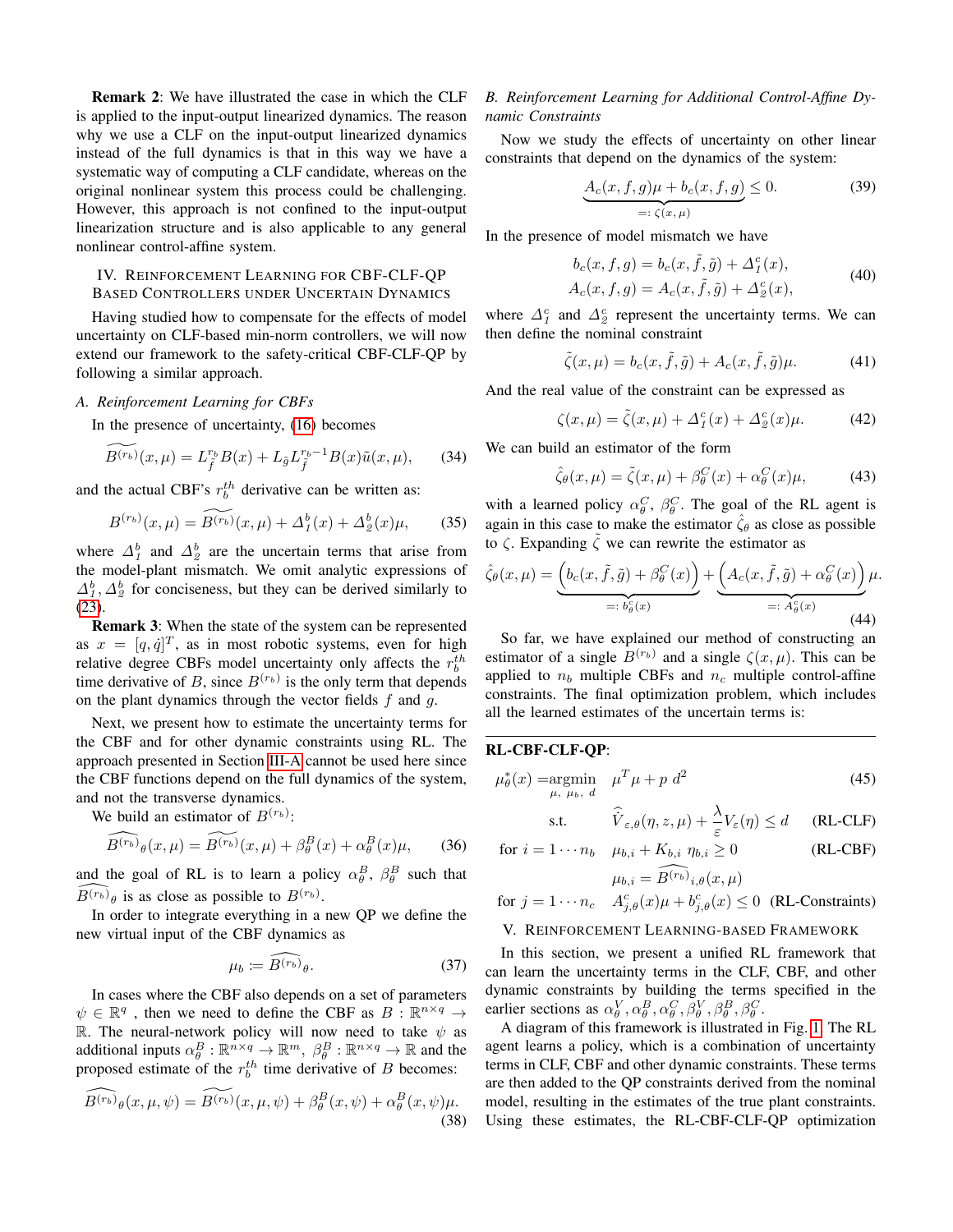**Remark 2**: We have illustrated the case in which the CLF is applied to the input-output linearized dynamics. The reason why we use a CLF on the input-output linearized dynamics instead of the full dynamics is that in this way we have a systematic way of computing a CLF candidate, whereas on the original nonlinear system this process could be challenging. However, this approach is not confined to the input-output linearization structure and is also applicable to any general nonlinear control-affine system.

## IV. Reinforcement Learning for CBF-CLF-QP Based Controllers under Uncertain Dynamics

Having studied how to compensate for the effects of model uncertainty on CLF-based min-norm controllers, we will now extend our framework to the safety-critical CBF-CLF-QP by following a similar approach.

### A. Reinforcement Learning for CBFs

In the presence of uncertainty, (16) becomes

$$\widetilde{B^{(r_b)}}(x,\mu) = L_{\tilde{f}}^{r_b} B(x) + L_{\tilde{g}} L_{\tilde{f}}^{r_b - 1} B(x) \tilde{u}(x,\mu), \tag{34}$$

and the actual CBF's $r_b^{th}$ derivative can be written as:

$$B^{(r_b)}(x,\mu) = \widetilde{B^{(r_b)}}(x,\mu) + \Delta_1^b(x) + \Delta_2^b(x)\mu, \tag{35}$$

where $\Delta_1^b$ and $\Delta_2^b$ are the uncertain terms that arise from the model-plant mismatch. We omit analytic expressions of $\Delta_1^b, \Delta_2^b$ for conciseness, but they can be derived similarly to (23).

**Remark 3**: When the state of the system can be represented as $x = [q, \dot{q}]^T$, as in most robotic systems, even for high relative degree CBFs model uncertainty only affects the $r_b^{th}$ time derivative of $B$, since $B^{(r_b)}$ is the only term that depends on the plant dynamics through the vector fields $f$ and $g$.

Next, we present how to estimate the uncertainty terms for the CBF and for other dynamic constraints using RL. The approach presented in Section III-A cannot be used here since the CBF functions depend on the full dynamics of the system, and not the transverse dynamics.

We build an estimator of $B^{(r_b)}$:

$$\widehat{B^{(r_b)}}_\theta(x,\mu) = \widetilde{B^{(r_b)}}(x,\mu) + \beta_\theta^B(x) + \alpha_\theta^B(x)\mu, \tag{36}$$

and the goal of RL is to learn a policy $\alpha_\theta^B$, $\beta_\theta^B$ such that $\widehat{B^{(r_b)}}_\theta$ is as close as possible to $B^{(r_b)}$.

In order to integrate everything in a new QP we define the new virtual input of the CBF dynamics as

$$\mu_b := \widehat{B^{(r_b)}}_\theta. \tag{37}$$

In cases where the CBF also depends on a set of parameters $\psi \in \mathbb{R}^q$ , then we need to define the CBF as $B : \mathbb{R}^{n \times q} \to \mathbb{R}$. The neural-network policy will now need to take $\psi$ as additional inputs $\alpha_\theta^B : \mathbb{R}^{n\times q} \to \mathbb{R}^m$, $\beta_\theta^B : \mathbb{R}^{n \times q} \to \mathbb{R}$ and the proposed estimate of the $r_b^{th}$ time derivative of $B$ becomes:

$$\widehat{B^{(r_b)}}_\theta(x,\mu,\psi) = \widetilde{B^{(r_b)}}(x,\mu,\psi) + \beta_\theta^B(x,\psi) + \alpha_\theta^B(x,\psi)\mu. \tag{38}$$

### B. Reinforcement Learning for Additional Control-Affine Dynamic Constraints

Now we study the effects of uncertainty on other linear constraints that depend on the dynamics of the system:

$$\underbrace{A_c(x,f,g)\mu + b_c(x,f,g)}_{=:\,\zeta(x,\mu)} \leq 0. \tag{39}$$

In the presence of model mismatch we have

$$\begin{aligned} b_c(x,f,g) &= b_c(x,\tilde{f},\tilde{g}) + \Delta_1^c(x), \\ A_c(x,f,g) &= A_c(x,\tilde{f},\tilde{g}) + \Delta_2^c(x), \end{aligned} \tag{40}$$

where $\Delta_1^c$ and $\Delta_2^c$ represent the uncertainty terms. We can then define the nominal constraint

$$\tilde{\zeta}(x,\mu) = b_c(x,\tilde{f},\tilde{g}) + A_c(x,\tilde{f},\tilde{g})\mu. \tag{41}$$

And the real value of the constraint can be expressed as

$$\zeta(x,\mu) = \tilde{\zeta}(x,\mu) + \Delta_1^c(x) + \Delta_2^c(x)\mu. \tag{42}$$

We can build an estimator of the form

$$\hat{\zeta}_\theta(x,\mu) = \tilde{\zeta}(x,\mu) + \beta_\theta^C(x) + \alpha_\theta^C(x)\mu, \tag{43}$$

with a learned policy $\alpha_\theta^C$, $\beta_\theta^C$. The goal of the RL agent is again in this case to make the estimator $\hat{\zeta}_\theta$ as close as possible to $\zeta$. Expanding $\tilde{\zeta}$ we can rewrite the estimator as

$$\hat{\zeta}_\theta(x,\mu) = \underbrace{\left(b_c(x,\tilde{f},\tilde{g}) + \beta_\theta^C(x)\right)}_{=:\, b_\theta^c(x)} + \underbrace{\left(A_c(x,\tilde{f},\tilde{g}) + \alpha_\theta^C(x)\right)}_{=:\, A_\theta^c(x)}\mu. \tag{44}$$

So far, we have explained our method of constructing an estimator of a single $B^{(r_b)}$ and a single $\zeta(x,\mu)$. This can be applied to $n_b$ multiple CBFs and $n_c$ multiple control-affine constraints. The final optimization problem, which includes all the learned estimates of the uncertain terms is:

---

**RL-CBF-CLF-QP**:

$$\mu_\theta^*(x) = \underset{\mu,\ \mu_b,\ d}{\operatorname{argmin}} \quad \mu^T\mu + p\ d^2 \tag{45}$$

$$\text{s.t.} \quad \widehat{\dot{V}}_{\varepsilon,\theta}(\eta,z,\mu) + \frac{\lambda}{\varepsilon}V_\varepsilon(\eta) \leq d \qquad \text{(RL-CLF)}$$

$$\text{for } i = 1 \cdots n_b \quad \mu_{b,i} + K_{b,i}\ \eta_{b,i} \geq 0 \qquad \text{(RL-CBF)}$$

$$\mu_{b,i} = \widehat{B^{(r_b)}}_{i,\theta}(x,\mu)$$

$$\text{for } j = 1 \cdots n_c \quad A_{j,\theta}^c(x)\mu + b_{j,\theta}^c(x) \leq 0 \quad \text{(RL-Constraints)}$$

## V. Reinforcement Learning-based Framework

In this section, we present a unified RL framework that can learn the uncertainty terms in the CLF, CBF, and other dynamic constraints by building the terms specified in the earlier sections as $\alpha_\theta^V, \alpha_\theta^B, \alpha_\theta^C, \beta_\theta^V, \beta_\theta^B, \beta_\theta^C$.

A diagram of this framework is illustrated in Fig. 1. The RL agent learns a policy, which is a combination of uncertainty terms in CLF, CBF and other dynamic constraints. These terms are then added to the QP constraints derived from the nominal model, resulting in the estimates of the true plant constraints. Using these estimates, the RL-CBF-CLF-QP optimization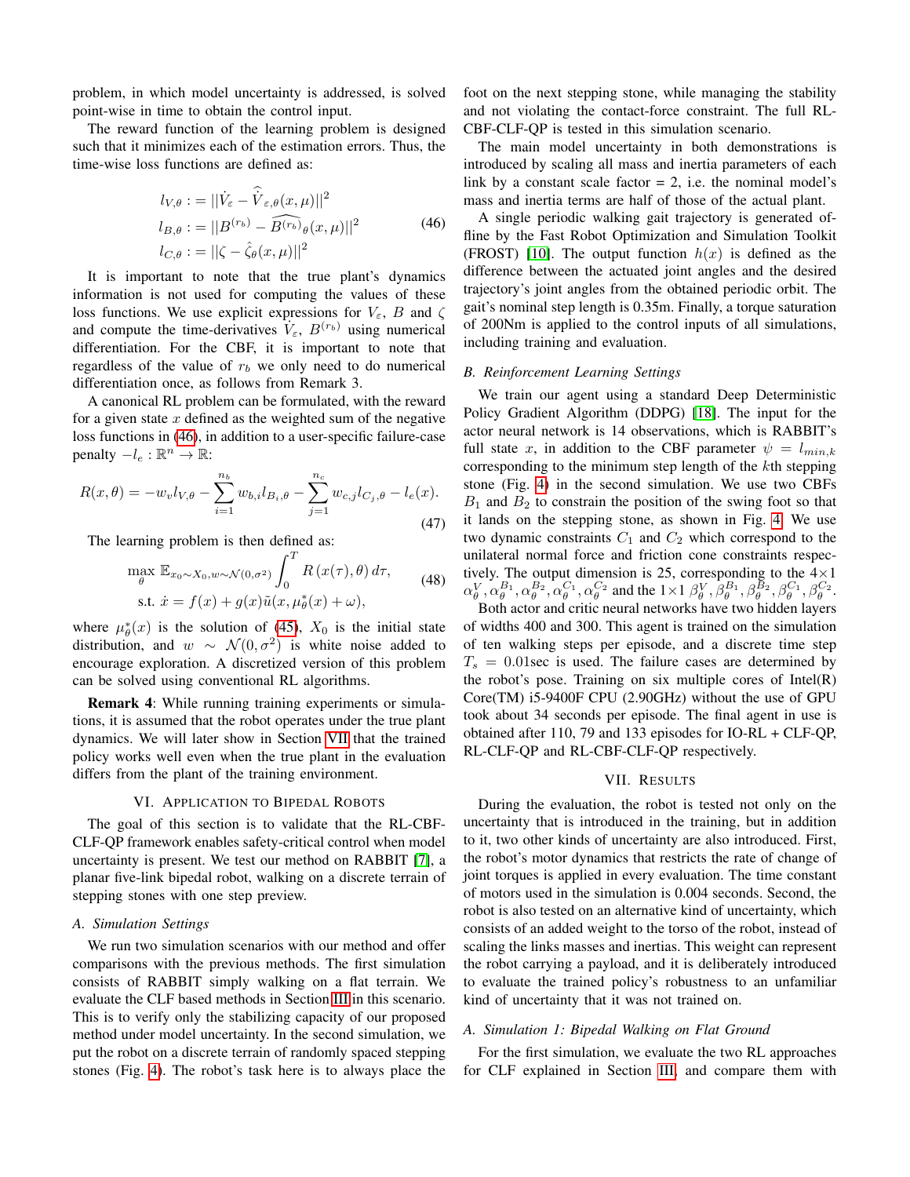problem, in which model uncertainty is addressed, is solved point-wise in time to obtain the control input.

The reward function of the learning problem is designed such that it minimizes each of the estimation errors. Thus, the time-wise loss functions are defined as:

$$
\begin{aligned}
l_{V,\theta} &:= ||\dot{V}_\varepsilon - \widehat{\dot{V}}_{\varepsilon,\theta}(x,\mu)||^2 \\
l_{B,\theta} &:= ||B^{(r_b)} - \widehat{B^{(r_b)}}_\theta(x,\mu)||^2 \\
l_{C,\theta} &:= ||\zeta - \hat{\zeta}_\theta(x,\mu)||^2
\end{aligned}
\tag{46}
$$

It is important to note that the true plant's dynamics information is not used for computing the values of these loss functions. We use explicit expressions for $V_\varepsilon$, $B$ and $\zeta$ and compute the time-derivatives $\dot{V}_\varepsilon$, $B^{(r_b)}$ using numerical differentiation. For the CBF, it is important to note that regardless of the value of $r_b$ we only need to do numerical differentiation once, as follows from Remark 3.

A canonical RL problem can be formulated, with the reward for a given state $x$ defined as the weighted sum of the negative loss functions in (46), in addition to a user-specific failure-case penalty $-l_e : \mathbb{R}^n \to \mathbb{R}$:

$$
R(x,\theta) = -w_v l_{V,\theta} - \sum_{i=1}^{n_b} w_{b,i} l_{B_i,\theta} - \sum_{j=1}^{n_c} w_{c,j} l_{C_j,\theta} - l_e(x).
\tag{47}
$$

The learning problem is then defined as:

$$
\begin{aligned}
\max_\theta \; & \mathbb{E}_{x_0 \sim X_0, w \sim \mathcal{N}(0,\sigma^2)} \int_0^T R\left(x(\tau),\theta\right) d\tau, \\
\text{s.t. } & \dot{x} = f(x) + g(x)\tilde{u}(x, \mu_\theta^*(x) + \omega),
\end{aligned}
\tag{48}
$$

where $\mu_\theta^*(x)$ is the solution of (45), $X_0$ is the initial state distribution, and $w \sim \mathcal{N}(0,\sigma^2)$ is white noise added to encourage exploration. A discretized version of this problem can be solved using conventional RL algorithms.

**Remark 4**: While running training experiments or simulations, it is assumed that the robot operates under the true plant dynamics. We will later show in Section VII that the trained policy works well even when the true plant in the evaluation differs from the plant of the training environment.

## VI. Application to Bipedal Robots

The goal of this section is to validate that the RL-CBF-CLF-QP framework enables safety-critical control when model uncertainty is present. We test our method on RABBIT [7], a planar five-link bipedal robot, walking on a discrete terrain of stepping stones with one step preview.

### A. Simulation Settings

We run two simulation scenarios with our method and offer comparisons with the previous methods. The first simulation consists of RABBIT simply walking on a flat terrain. We evaluate the CLF based methods in Section III in this scenario. This is to verify only the stabilizing capacity of our proposed method under model uncertainty. In the second simulation, we put the robot on a discrete terrain of randomly spaced stepping stones (Fig. 4). The robot's task here is to always place the foot on the next stepping stone, while managing the stability and not violating the contact-force constraint. The full RL-CBF-CLF-QP is tested in this simulation scenario.

The main model uncertainty in both demonstrations is introduced by scaling all mass and inertia parameters of each link by a constant scale factor = 2, i.e. the nominal model's mass and inertia terms are half of those of the actual plant.

A single periodic walking gait trajectory is generated offline by the Fast Robot Optimization and Simulation Toolkit (FROST) [10]. The output function $h(x)$ is defined as the difference between the actuated joint angles and the desired trajectory's joint angles from the obtained periodic orbit. The gait's nominal step length is 0.35m. Finally, a torque saturation of 200Nm is applied to the control inputs of all simulations, including training and evaluation.

### B. Reinforcement Learning Settings

We train our agent using a standard Deep Deterministic Policy Gradient Algorithm (DDPG) [18]. The input for the actor neural network is 14 observations, which is RABBIT's full state $x$, in addition to the CBF parameter $\psi = l_{min,k}$ corresponding to the minimum step length of the $k$th stepping stone (Fig. 4) in the second simulation. We use two CBFs $B_1$ and $B_2$ to constrain the position of the swing foot so that it lands on the stepping stone, as shown in Fig. 4. We use two dynamic constraints $C_1$ and $C_2$ which correspond to the unilateral normal force and friction cone constraints respectively. The output dimension is 25, corresponding to the $4\times1$ $\alpha_\theta^V, \alpha_\theta^{B_1}, \alpha_\theta^{B_2}, \alpha_\theta^{C_1}, \alpha_\theta^{C_2}$ and the $1\times1$ $\beta_\theta^V, \beta_\theta^{B_1}, \beta_\theta^{B_2}, \beta_\theta^{C_1}, \beta_\theta^{C_2}$.

Both actor and critic neural networks have two hidden layers of widths 400 and 300. This agent is trained on the simulation of ten walking steps per episode, and a discrete time step $T_s = 0.01$sec is used. The failure cases are determined by the robot's pose. Training on six multiple cores of Intel(R) Core(TM) i5-9400F CPU (2.90GHz) without the use of GPU took about 34 seconds per episode. The final agent in use is obtained after 110, 79 and 133 episodes for IO-RL + CLF-QP, RL-CLF-QP and RL-CBF-CLF-QP respectively.

## VII. Results

During the evaluation, the robot is tested not only on the uncertainty that is introduced in the training, but in addition to it, two other kinds of uncertainty are also introduced. First, the robot's motor dynamics that restricts the rate of change of joint torques is applied in every evaluation. The time constant of motors used in the simulation is 0.004 seconds. Second, the robot is also tested on an alternative kind of uncertainty, which consists of an added weight to the torso of the robot, instead of scaling the links masses and inertias. This weight can represent the robot carrying a payload, and it is deliberately introduced to evaluate the trained policy's robustness to an unfamiliar kind of uncertainty that it was not trained on.

### A. Simulation 1: Bipedal Walking on Flat Ground

For the first simulation, we evaluate the two RL approaches for CLF explained in Section III, and compare them with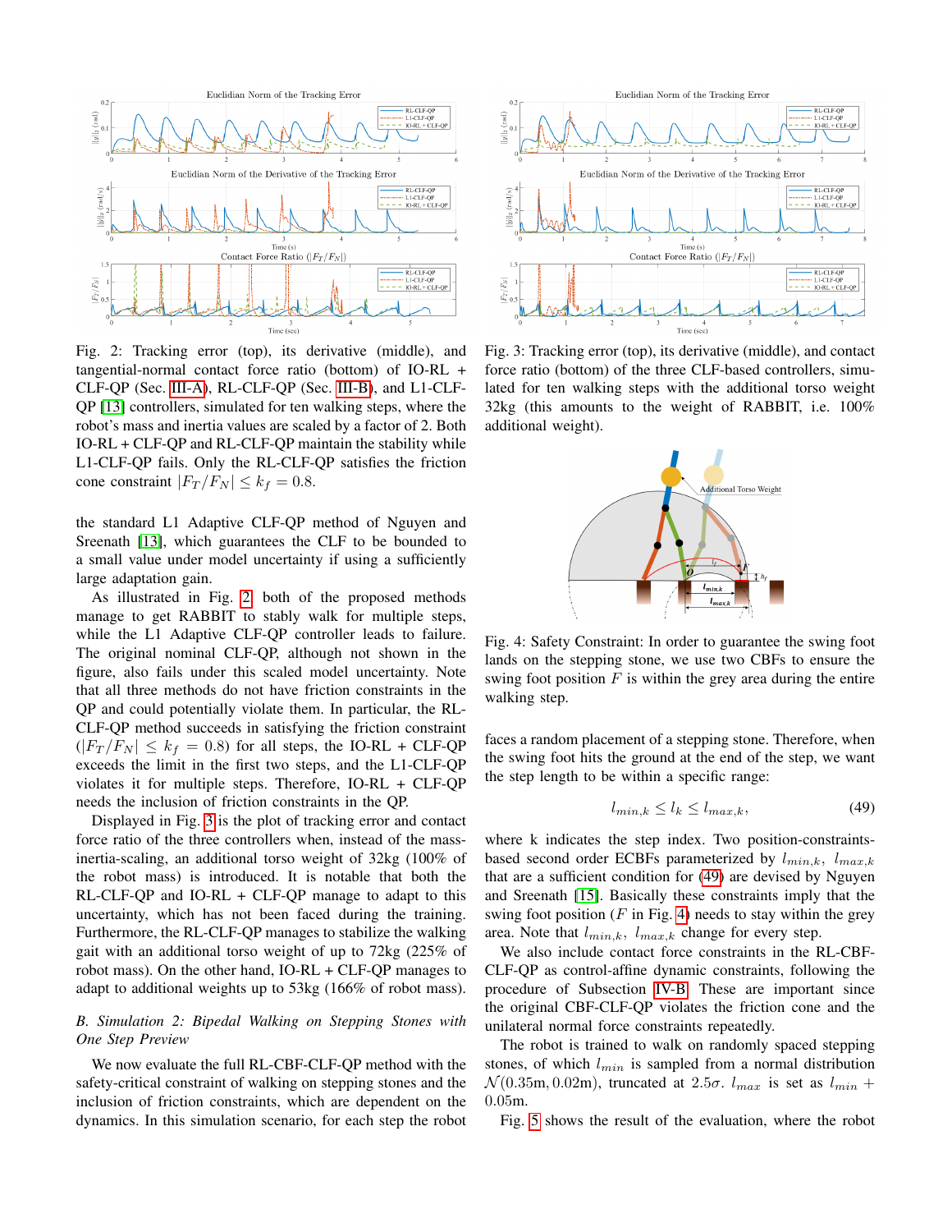Fig. 2: Tracking error (top), its derivative (middle), and tangential-normal contact force ratio (bottom) of IO-RL + CLF-QP (Sec. III-A), RL-CLF-QP (Sec. III-B), and L1-CLF-QP [13] controllers, simulated for ten walking steps, where the robot's mass and inertia values are scaled by a factor of 2. Both IO-RL + CLF-QP and RL-CLF-QP maintain the stability while L1-CLF-QP fails. Only the RL-CLF-QP satisfies the friction cone constraint $|F_T/F_N| \leq k_f = 0.8$.

Fig. 3: Tracking error (top), its derivative (middle), and contact force ratio (bottom) of the three CLF-based controllers, simulated for ten walking steps with the additional torso weight 32kg (this amounts to the weight of RABBIT, i.e. 100% additional weight).

the standard L1 Adaptive CLF-QP method of Nguyen and Sreenath [13], which guarantees the CLF to be bounded to a small value under model uncertainty if using a sufficiently large adaptation gain.

As illustrated in Fig. 2 both of the proposed methods manage to get RABBIT to stably walk for multiple steps, while the L1 Adaptive CLF-QP controller leads to failure. The original nominal CLF-QP, although not shown in the figure, also fails under this scaled model uncertainty. Note that all three methods do not have friction constraints in the QP and could potentially violate them. In particular, the RL-CLF-QP method succeeds in satisfying the friction constraint ($|F_T/F_N| \leq k_f = 0.8$) for all steps, the IO-RL + CLF-QP exceeds the limit in the first two steps, and the L1-CLF-QP violates it for multiple steps. Therefore, IO-RL + CLF-QP needs the inclusion of friction constraints in the QP.

Displayed in Fig. 3 is the plot of tracking error and contact force ratio of the three controllers when, instead of the mass-inertia-scaling, an additional torso weight of 32kg (100% of the robot mass) is introduced. It is notable that both the RL-CLF-QP and IO-RL + CLF-QP manage to adapt to this uncertainty, which has not been faced during the training. Furthermore, the RL-CLF-QP manages to stabilize the walking gait with an additional torso weight of up to 72kg (225% of robot mass). On the other hand, IO-RL + CLF-QP manages to adapt to additional weights up to 53kg (166% of robot mass).

### *B. Simulation 2: Bipedal Walking on Stepping Stones with One Step Preview*

We now evaluate the full RL-CBF-CLF-QP method with the safety-critical constraint of walking on stepping stones and the inclusion of friction constraints, which are dependent on the dynamics. In this simulation scenario, for each step the robot faces a random placement of a stepping stone. Therefore, when the swing foot hits the ground at the end of the step, we want the step length to be within a specific range:

$$l_{min,k} \leq l_k \leq l_{max,k}, \tag{49}$$

where k indicates the step index. Two position-constraints-based second order ECBFs parameterized by $l_{min,k}$, $l_{max,k}$ that are a sufficient condition for (49) are devised by Nguyen and Sreenath [15]. Basically these constraints imply that the swing foot position ($F$ in Fig. 4) needs to stay within the grey area. Note that $l_{min,k}$, $l_{max,k}$ change for every step.

Fig. 4: Safety Constraint: In order to guarantee the swing foot lands on the stepping stone, we use two CBFs to ensure the swing foot position $F$ is within the grey area during the entire walking step.

We also include contact force constraints in the RL-CBF-CLF-QP as control-affine dynamic constraints, following the procedure of Subsection IV-B. These are important since the original CBF-CLF-QP violates the friction cone and the unilateral normal force constraints repeatedly.

The robot is trained to walk on randomly spaced stepping stones, of which $l_{min}$ is sampled from a normal distribution $\mathcal{N}(0.35\text{m}, 0.02\text{m})$, truncated at $2.5\sigma$. $l_{max}$ is set as $l_{min} + 0.05$m.

Fig. 5 shows the result of the evaluation, where the robot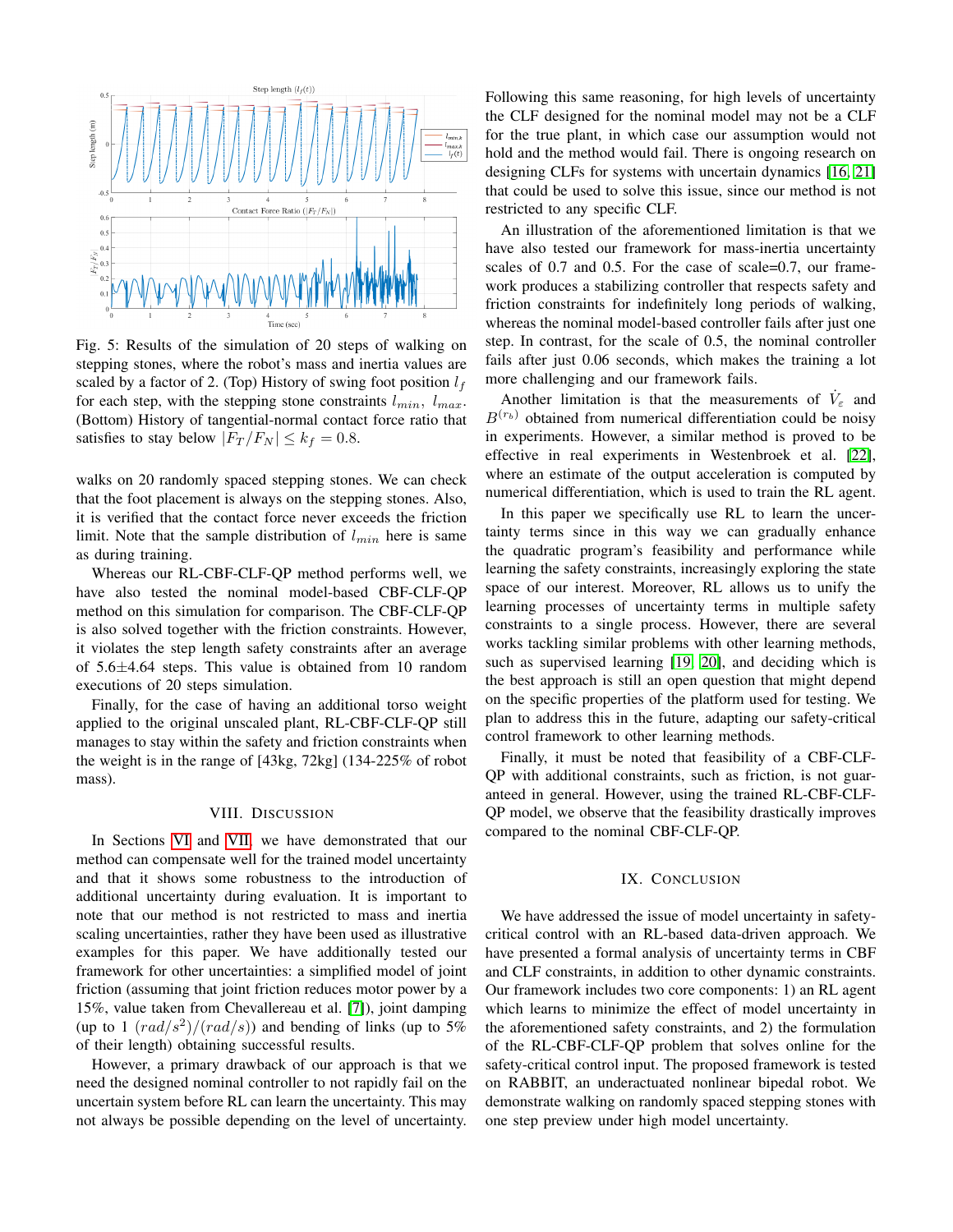Fig. 5: Results of the simulation of 20 steps of walking on stepping stones, where the robot's mass and inertia values are scaled by a factor of 2. (Top) History of swing foot position $l_f$ for each step, with the stepping stone constraints $l_{min}$, $l_{max}$. (Bottom) History of tangential-normal contact force ratio that satisfies to stay below $|F_T/F_N| \le k_f = 0.8$.

walks on 20 randomly spaced stepping stones. We can check that the foot placement is always on the stepping stones. Also, it is verified that the contact force never exceeds the friction limit. Note that the sample distribution of $l_{min}$ here is same as during training.

Whereas our RL-CBF-CLF-QP method performs well, we have also tested the nominal model-based CBF-CLF-QP method on this simulation for comparison. The CBF-CLF-QP is also solved together with the friction constraints. However, it violates the step length safety constraints after an average of 5.6±4.64 steps. This value is obtained from 10 random executions of 20 steps simulation.

Finally, for the case of having an additional torso weight applied to the original unscaled plant, RL-CBF-CLF-QP still manages to stay within the safety and friction constraints when the weight is in the range of [43kg, 72kg] (134-225% of robot mass).

## VIII. Discussion

In Sections VI and VII, we have demonstrated that our method can compensate well for the trained model uncertainty and that it shows some robustness to the introduction of additional uncertainty during evaluation. It is important to note that our method is not restricted to mass and inertia scaling uncertainties, rather they have been used as illustrative examples for this paper. We have additionally tested our framework for other uncertainties: a simplified model of joint friction (assuming that joint friction reduces motor power by a 15%, value taken from Chevallereau et al. [7]), joint damping (up to 1 $(rad/s^2)/(rad/s)$) and bending of links (up to 5% of their length) obtaining successful results.

However, a primary drawback of our approach is that we need the designed nominal controller to not rapidly fail on the uncertain system before RL can learn the uncertainty. This may not always be possible depending on the level of uncertainty. Following this same reasoning, for high levels of uncertainty the CLF designed for the nominal model may not be a CLF for the true plant, in which case our assumption would not hold and the method would fail. There is ongoing research on designing CLFs for systems with uncertain dynamics [16, 21] that could be used to solve this issue, since our method is not restricted to any specific CLF.

An illustration of the aforementioned limitation is that we have also tested our framework for mass-inertia uncertainty scales of 0.7 and 0.5. For the case of scale=0.7, our framework produces a stabilizing controller that respects safety and friction constraints for indefinitely long periods of walking, whereas the nominal model-based controller fails after just one step. In contrast, for the scale of 0.5, the nominal controller fails after just 0.06 seconds, which makes the training a lot more challenging and our framework fails.

Another limitation is that the measurements of $\dot{V}_\varepsilon$ and $B^{(r_b)}$ obtained from numerical differentiation could be noisy in experiments. However, a similar method is proved to be effective in real experiments in Westenbroek et al. [22], where an estimate of the output acceleration is computed by numerical differentiation, which is used to train the RL agent.

In this paper we specifically use RL to learn the uncertainty since in this way we can gradually enhance the quadratic program's feasibility and performance while learning the safety constraints, increasingly exploring the state space of our interest. Moreover, RL allows us to unify the learning processes of uncertainty terms in multiple safety constraints to a single process. However, there are several works tackling similar problems with other learning methods, such as supervised learning [19, 20], and deciding which is the best approach is still an open question that might depend on the specific properties of the platform used for testing. We plan to address this in the future, adapting our safety-critical control framework to other learning methods.

Finally, it must be noted that feasibility of a CBF-CLF-QP with additional constraints, such as friction, is not guaranteed in general. However, using the trained RL-CBF-CLF-QP model, we observe that the feasibility drastically improves compared to the nominal CBF-CLF-QP.

## IX. Conclusion

We have addressed the issue of model uncertainty in safety-critical control with an RL-based data-driven approach. We have presented a formal analysis of uncertainty terms in CBF and CLF constraints, in addition to other dynamic constraints. Our framework includes two core components: 1) an RL agent which learns to minimize the effect of model uncertainty in the aforementioned safety constraints, and 2) the formulation of the RL-CBF-CLF-QP problem that solves online for the safety-critical control input. The proposed framework is tested on RABBIT, an underactuated nonlinear bipedal robot. We demonstrate walking on randomly spaced stepping stones with one step preview under high model uncertainty.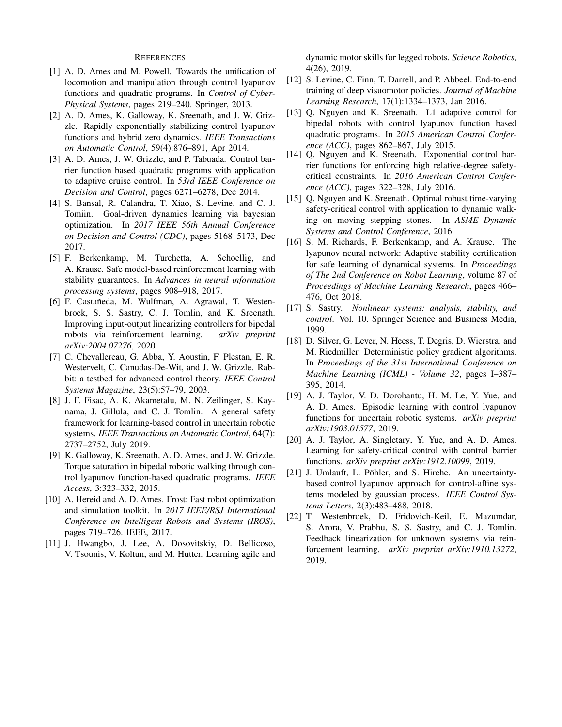## References

[1] A. D. Ames and M. Powell. Towards the unification of locomotion and manipulation through control lyapunov functions and quadratic programs. In *Control of Cyber-Physical Systems*, pages 219–240. Springer, 2013.

[2] A. D. Ames, K. Galloway, K. Sreenath, and J. W. Grizzle. Rapidly exponentially stabilizing control lyapunov functions and hybrid zero dynamics. *IEEE Transactions on Automatic Control*, 59(4):876–891, Apr 2014.

[3] A. D. Ames, J. W. Grizzle, and P. Tabuada. Control barrier function based quadratic programs with application to adaptive cruise control. In *53rd IEEE Conference on Decision and Control*, pages 6271–6278, Dec 2014.

[4] S. Bansal, R. Calandra, T. Xiao, S. Levine, and C. J. Tomiin. Goal-driven dynamics learning via bayesian optimization. In *2017 IEEE 56th Annual Conference on Decision and Control (CDC)*, pages 5168–5173, Dec 2017.

[5] F. Berkenkamp, M. Turchetta, A. Schoellig, and A. Krause. Safe model-based reinforcement learning with stability guarantees. In *Advances in neural information processing systems*, pages 908–918, 2017.

[6] F. Castañeda, M. Wulfman, A. Agrawal, T. Westenbroek, S. S. Sastry, C. J. Tomlin, and K. Sreenath. Improving input-output linearizing controllers for bipedal robots via reinforcement learning. *arXiv preprint arXiv:2004.07276*, 2020.

[7] C. Chevallereau, G. Abba, Y. Aoustin, F. Plestan, E. R. Westervelt, C. Canudas-De-Wit, and J. W. Grizzle. Rabbit: a testbed for advanced control theory. *IEEE Control Systems Magazine*, 23(5):57–79, 2003.

[8] J. F. Fisac, A. K. Akametalu, M. N. Zeilinger, S. Kaynama, J. Gillula, and C. J. Tomlin. A general safety framework for learning-based control in uncertain robotic systems. *IEEE Transactions on Automatic Control*, 64(7): 2737–2752, July 2019.

[9] K. Galloway, K. Sreenath, A. D. Ames, and J. W. Grizzle. Torque saturation in bipedal robotic walking through control lyapunov function-based quadratic programs. *IEEE Access*, 3:323–332, 2015.

[10] A. Hereid and A. D. Ames. Frost: Fast robot optimization and simulation toolkit. In *2017 IEEE/RSJ International Conference on Intelligent Robots and Systems (IROS)*, pages 719–726. IEEE, 2017.

[11] J. Hwangbo, J. Lee, A. Dosovitskiy, D. Bellicoso, V. Tsounis, V. Koltun, and M. Hutter. Learning agile and dynamic motor skills for legged robots. *Science Robotics*, 4(26), 2019.

[12] S. Levine, C. Finn, T. Darrell, and P. Abbeel. End-to-end training of deep visuomotor policies. *Journal of Machine Learning Research*, 17(1):1334–1373, Jan 2016.

[13] Q. Nguyen and K. Sreenath. L1 adaptive control for bipedal robots with control lyapunov function based quadratic programs. In *2015 American Control Conference (ACC)*, pages 862–867, July 2015.

[14] Q. Nguyen and K. Sreenath. Exponential control barrier functions for enforcing high relative-degree safety-critical constraints. In *2016 American Control Conference (ACC)*, pages 322–328, July 2016.

[15] Q. Nguyen and K. Sreenath. Optimal robust time-varying safety-critical control with application to dynamic walking on moving stepping stones. In *ASME Dynamic Systems and Control Conference*, 2016.

[16] S. M. Richards, F. Berkenkamp, and A. Krause. The lyapunov neural network: Adaptive stability certification for safe learning of dynamical systems. In *Proceedings of The 2nd Conference on Robot Learning*, volume 87 of *Proceedings of Machine Learning Research*, pages 466–476, Oct 2018.

[17] S. Sastry. *Nonlinear systems: analysis, stability, and control*. Vol. 10. Springer Science and Business Media, 1999.

[18] D. Silver, G. Lever, N. Heess, T. Degris, D. Wierstra, and M. Riedmiller. Deterministic policy gradient algorithms. In *Proceedings of the 31st International Conference on Machine Learning (ICML) - Volume 32*, pages I–387–395, 2014.

[19] A. J. Taylor, V. D. Dorobantu, H. M. Le, Y. Yue, and A. D. Ames. Episodic learning with control lyapunov functions for uncertain robotic systems. *arXiv preprint arXiv:1903.01577*, 2019.

[20] A. J. Taylor, A. Singletary, Y. Yue, and A. D. Ames. Learning for safety-critical control with control barrier functions. *arXiv preprint arXiv:1912.10099*, 2019.

[21] J. Umlauft, L. Pöhler, and S. Hirche. An uncertainty-based control lyapunov approach for control-affine systems modeled by gaussian process. *IEEE Control Systems Letters*, 2(3):483–488, 2018.

[22] T. Westenbroek, D. Fridovich-Keil, E. Mazumdar, S. Arora, V. Prabhu, S. S. Sastry, and C. J. Tomlin. Feedback linearization for unknown systems via reinforcement learning. *arXiv preprint arXiv:1910.13272*, 2019.